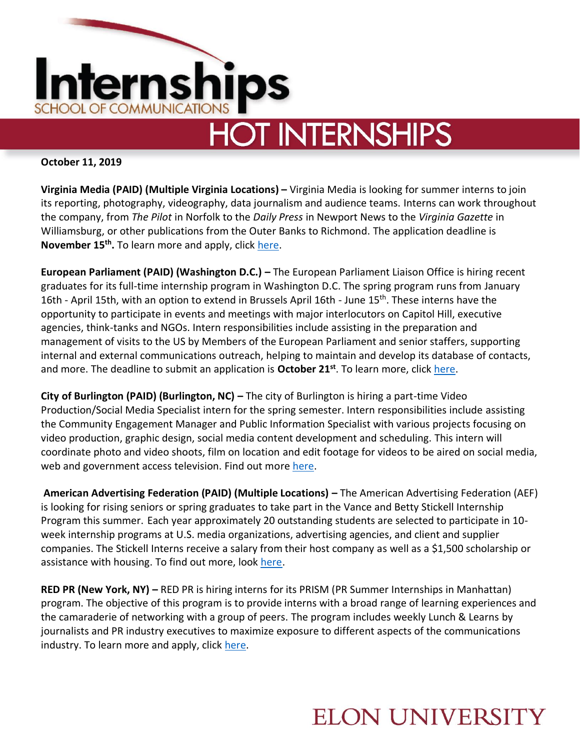# Internships

SCHOOL OF COMMUNICATIONS

## HOT INTERNSHIPS

**October 11, 2019**

**Virginia Media (PAID) (Multiple Virginia Locations) –** Virginia Media is looking for summer interns to join its reporting, photography, videography, data journalism and audience teams. Interns can work throughout the company, from *The Pilot* in Norfolk to the *Daily Press* in Newport News to the *Virginia Gazette* in Williamsburg, or other publications from the Outer Banks to Richmond. The application deadline is **November 15th.** To learn more and apply, click here.

**European Parliament (PAID) (Washington D.C.) –** The European Parliament Liaison Office is hiring recent graduates for its full-time internship program in Washington D.C. The spring program runs from January 16th - April 15th, with an option to extend in Brussels April 16th - June 15th. These interns have the opportunity to participate in events and meetings with major interlocutors on Capitol Hill, executive agencies, think-tanks and NGOs. Intern responsibilities include assisting in the preparation and management of visits to the US by Members of the European Parliament and senior staffers, supporting internal and external communications outreach, helping to maintain and develop its database of contacts, and more. The deadline to submit an application is **October 21st**. To learn more, click here.

**City of Burlington (PAID) (Burlington, NC) –** The city of Burlington is hiring a part-time Video Production/Social Media Specialist intern for the spring semester. Intern responsibilities include assisting the Community Engagement Manager and Public Information Specialist with various projects focusing on video production, graphic design, social media content development and scheduling. This intern will coordinate photo and video shoots, film on location and edit footage for videos to be aired on social media, web and government access television. Find out more here.

**American Advertising Federation (PAID) (Multiple Locations) –** The American Advertising Federation (AEF) is looking for rising seniors or spring graduates to take part in the Vance and Betty Stickell Internship Program this summer. Each year approximately 20 outstanding students are selected to participate in 10-week internship programs at U.S. media organizations, advertising agencies, and client and supplier companies. The Stickell Interns receive a salary from their host company as well as a $1,500 scholarship or assistance with housing. To find out more, look here.

**RED PR (New York, NY) –** RED PR is hiring interns for its PRISM (PR Summer Internships in Manhattan) program. The objective of this program is to provide interns with a broad range of learning experiences and the camaraderie of networking with a group of peers. The program includes weekly Lunch & Learns by journalists and PR industry executives to maximize exposure to different aspects of the communications industry. To learn more and apply, click here.

ELON UNIVERSITY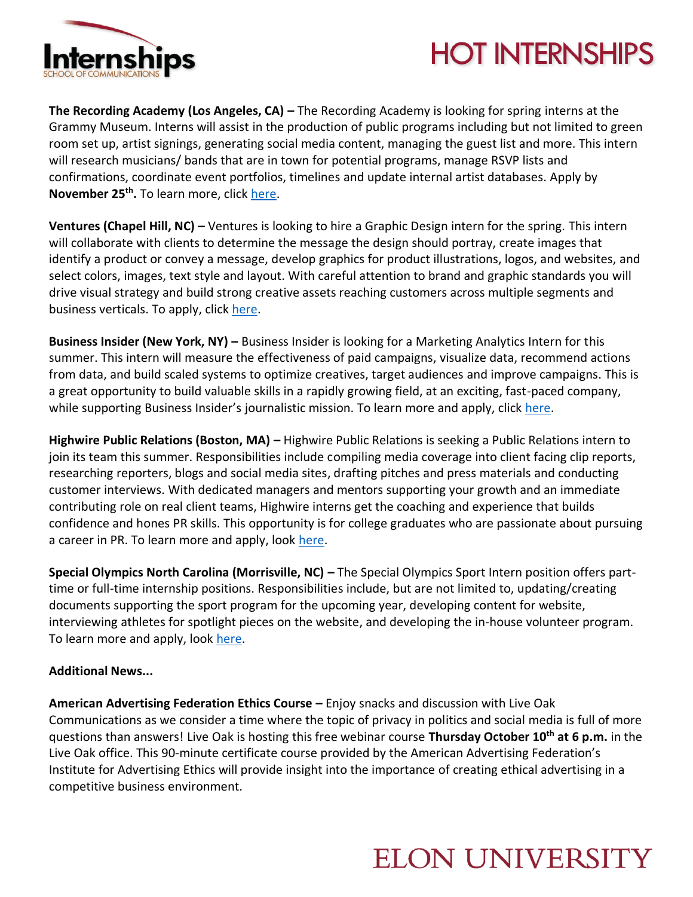# HOT INTERNSHIPS

**The Recording Academy (Los Angeles, CA) –** The Recording Academy is looking for spring interns at the Grammy Museum. Interns will assist in the production of public programs including but not limited to green room set up, artist signings, generating social media content, managing the guest list and more. This intern will research musicians/ bands that are in town for potential programs, manage RSVP lists and confirmations, coordinate event portfolios, timelines and update internal artist databases. Apply by **November 25th.** To learn more, click here.

**Ventures (Chapel Hill, NC) –** Ventures is looking to hire a Graphic Design intern for the spring. This intern will collaborate with clients to determine the message the design should portray, create images that identify a product or convey a message, develop graphics for product illustrations, logos, and websites, and select colors, images, text style and layout. With careful attention to brand and graphic standards you will drive visual strategy and build strong creative assets reaching customers across multiple segments and business verticals. To apply, click here.

**Business Insider (New York, NY) –** Business Insider is looking for a Marketing Analytics Intern for this summer. This intern will measure the effectiveness of paid campaigns, visualize data, recommend actions from data, and build scaled systems to optimize creatives, target audiences and improve campaigns. This is a great opportunity to build valuable skills in a rapidly growing field, at an exciting, fast-paced company, while supporting Business Insider's journalistic mission. To learn more and apply, click here.

**Highwire Public Relations (Boston, MA) –** Highwire Public Relations is seeking a Public Relations intern to join its team this summer. Responsibilities include compiling media coverage into client facing clip reports, researching reporters, blogs and social media sites, drafting pitches and press materials and conducting customer interviews. With dedicated managers and mentors supporting your growth and an immediate contributing role on real client teams, Highwire interns get the coaching and experience that builds confidence and hones PR skills. This opportunity is for college graduates who are passionate about pursuing a career in PR. To learn more and apply, look here.

**Special Olympics North Carolina (Morrisville, NC) –** The Special Olympics Sport Intern position offers part-time or full-time internship positions. Responsibilities include, but are not limited to, updating/creating documents supporting the sport program for the upcoming year, developing content for website, interviewing athletes for spotlight pieces on the website, and developing the in-house volunteer program. To learn more and apply, look here.

**Additional News...**

**American Advertising Federation Ethics Course –** Enjoy snacks and discussion with Live Oak Communications as we consider a time where the topic of privacy in politics and social media is full of more questions than answers! Live Oak is hosting this free webinar course **Thursday October 10th at 6 p.m.** in the Live Oak office. This 90-minute certificate course provided by the American Advertising Federation's Institute for Advertising Ethics will provide insight into the importance of creating ethical advertising in a competitive business environment.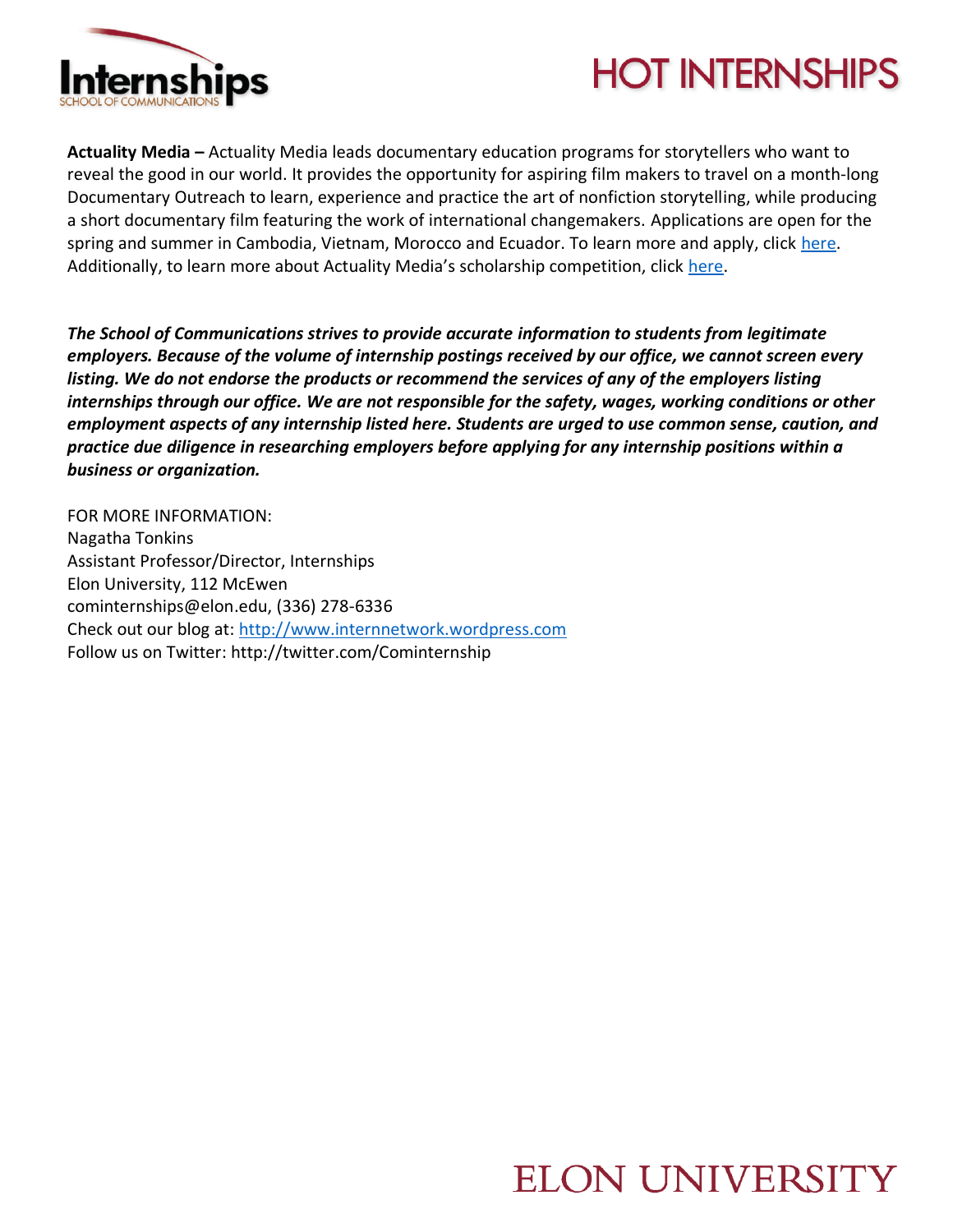**Actuality Media –** Actuality Media leads documentary education programs for storytellers who want to reveal the good in our world. It provides the opportunity for aspiring film makers to travel on a month-long Documentary Outreach to learn, experience and practice the art of nonfiction storytelling, while producing a short documentary film featuring the work of international changemakers. Applications are open for the spring and summer in Cambodia, Vietnam, Morocco and Ecuador. To learn more and apply, click here. Additionally, to learn more about Actuality Media's scholarship competition, click here.

***The School of Communications strives to provide accurate information to students from legitimate employers. Because of the volume of internship postings received by our office, we cannot screen every listing. We do not endorse the products or recommend the services of any of the employers listing internships through our office. We are not responsible for the safety, wages, working conditions or other employment aspects of any internship listed here. Students are urged to use common sense, caution, and practice due diligence in researching employers before applying for any internship positions within a business or organization.***

FOR MORE INFORMATION:
Nagatha Tonkins
Assistant Professor/Director, Internships
Elon University, 112 McEwen
cominternships@elon.edu, (336) 278-6336
Check out our blog at: http://www.internnetwork.wordpress.com
Follow us on Twitter: http://twitter.com/Cominternship